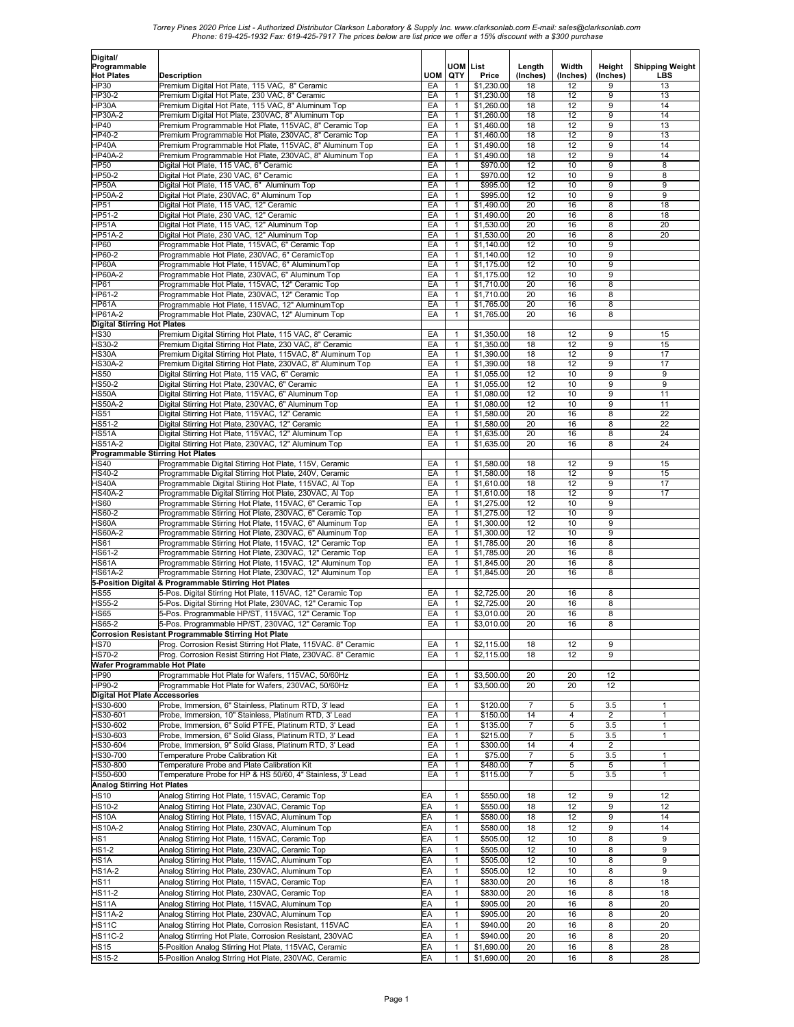Torrey Pines 2020 Price List - Authorized Distributor Clarkson Laboratory & Supply Inc. www.clarksonlab.com E-mail: sales@clarksonlab.com
Phone: 619-425-1932 Fax: 619-425-7917 The prices below are list price we offer a 15% discount with a $300 purchase

| Digital/ Programmable Hot Plates | Description | UOM | UOM QTY | List Price | Length (Inches) | Width (Inches) | Height (Inches) | Shipping Weight LBS |
|---|---|---|---|---|---|---|---|---|
| HP30 | Premium Digital Hot Plate, 115 VAC, 8" Ceramic | EA | 1 | $1,230.00 | 18 | 12 | 9 | 13 |
| HP30-2 | Premium Digital Hot Plate, 230 VAC, 8" Ceramic | EA | 1 | $1,230.00 | 18 | 12 | 9 | 13 |
| HP30A | Premium Digital Hot Plate, 115 VAC, 8" Aluminum Top | EA | 1 | $1,260.00 | 18 | 12 | 9 | 14 |
| HP30A-2 | Premium Digital Hot Plate, 230VAC, 8" Aluminum Top | EA | 1 | $1,260.00 | 18 | 12 | 9 | 14 |
| HP40 | Premium Programmable Hot Plate, 115VAC, 8" Ceramic Top | EA | 1 | $1,460.00 | 18 | 12 | 9 | 13 |
| HP40-2 | Premium Programmable Hot Plate, 230VAC, 8" Ceramic Top | EA | 1 | $1,460.00 | 18 | 12 | 9 | 13 |
| HP40A | Premium Programmable Hot Plate, 115VAC, 8" Aluminum Top | EA | 1 | $1,490.00 | 18 | 12 | 9 | 14 |
| HP40A-2 | Premium Programmable Hot Plate, 230VAC, 8" Aluminum Top | EA | 1 | $1,490.00 | 18 | 12 | 9 | 14 |
| HP50 | Digital Hot Plate, 115 VAC, 6" Ceramic | EA | 1 | $970.00 | 12 | 10 | 9 | 8 |
| HP50-2 | Digital Hot Plate, 230 VAC, 6" Ceramic | EA | 1 | $970.00 | 12 | 10 | 9 | 8 |
| HP50A | Digital Hot Plate, 115 VAC, 6" Aluminum Top | EA | 1 | $995.00 | 12 | 10 | 9 | 9 |
| HP50A-2 | Digital Hot Plate, 230VAC, 6" Aluminum Top | EA | 1 | $995.00 | 12 | 10 | 9 | 9 |
| HP51 | Digital Hot Plate, 115 VAC, 12" Ceramic | EA | 1 | $1,490.00 | 20 | 16 | 8 | 18 |
| HP51-2 | Digital Hot Plate, 230 VAC, 12" Ceramic | EA | 1 | $1,490.00 | 20 | 16 | 8 | 18 |
| HP51A | Digital Hot Plate, 115 VAC, 12" Aluminum Top | EA | 1 | $1,530.00 | 20 | 16 | 8 | 20 |
| HP51A-2 | Digital Hot Plate, 230 VAC, 12" Aluminum Top | EA | 1 | $1,530.00 | 20 | 16 | 8 | 20 |
| HP60 | Programmable Hot Plate, 115VAC, 6" Ceramic Top | EA | 1 | $1,140.00 | 12 | 10 | 9 | |
| HP60-2 | Programmable Hot Plate, 230VAC, 6" CeramicTop | EA | 1 | $1,140.00 | 12 | 10 | 9 | |
| HP60A | Programmable Hot Plate, 115VAC, 6" AluminumTop | EA | 1 | $1,175.00 | 12 | 10 | 9 | |
| HP60A-2 | Programmable Hot Plate, 230VAC, 6" Aluminum Top | EA | 1 | $1,175.00 | 12 | 10 | 9 | |
| HP61 | Programmable Hot Plate, 115VAC, 12" Ceramic Top | EA | 1 | $1,710.00 | 20 | 16 | 8 | |
| HP61-2 | Programmable Hot Plate, 230VAC, 12" Ceramic Top | EA | 1 | $1,710.00 | 20 | 16 | 8 | |
| HP61A | Programmable Hot Plate, 115VAC, 12" AluminumTop | EA | 1 | $1,765.00 | 20 | 16 | 8 | |
| HP61A-2 | Programmable Hot Plate, 230VAC, 12" Aluminum Top | EA | 1 | $1,765.00 | 20 | 16 | 8 | |
| **Digital Stirring Hot Plates** | | | | | | | | |
| HS30 | Premium Digital Stirring Hot Plate, 115 VAC, 8" Ceramic | EA | 1 | $1,350.00 | 18 | 12 | 9 | 15 |
| HS30-2 | Premium Digital Stirring Hot Plate, 230 VAC, 8" Ceramic | EA | 1 | $1,350.00 | 18 | 12 | 9 | 15 |
| HS30A | Premium Digital Stirring Hot Plate, 115VAC, 8" Aluminum Top | EA | 1 | $1,390.00 | 18 | 12 | 9 | 17 |
| HS30A-2 | Premium Digital Stirring Hot Plate, 230VAC, 8" Aluminum Top | EA | 1 | $1,390.00 | 18 | 12 | 9 | 17 |
| HS50 | Digital Stirring Hot Plate, 115 VAC, 6" Ceramic | EA | 1 | $1,055.00 | 12 | 10 | 9 | 9 |
| HS50-2 | Digital Stirring Hot Plate, 230VAC, 6" Ceramic | EA | 1 | $1,055.00 | 12 | 10 | 9 | 9 |
| HS50A | Digital Stirring Hot Plate, 115VAC, 6" Aluminum Top | EA | 1 | $1,080.00 | 12 | 10 | 9 | 11 |
| HS50A-2 | Digital Stirring Hot Plate, 230VAC, 6" Aluminum Top | EA | 1 | $1,080.00 | 12 | 10 | 9 | 11 |
| HS51 | Digital Stirring Hot Plate, 115VAC, 12" Ceramic | EA | 1 | $1,580.00 | 20 | 16 | 8 | 22 |
| HS51-2 | Digital Stirring Hot Plate, 230VAC, 12" Ceramic | EA | 1 | $1,580.00 | 20 | 16 | 8 | 22 |
| HS51A | Digital Stirring Hot Plate, 115VAC, 12" Aluminum Top | EA | 1 | $1,635.00 | 20 | 16 | 8 | 24 |
| HS51A-2 | Digital Stirring Hot Plate, 230VAC, 12" Aluminum Top | EA | 1 | $1,635.00 | 20 | 16 | 8 | 24 |
| **Programmable Stirring Hot Plates** | | | | | | | | |
| HS40 | Programmable Digital Stirring Hot Plate, 115V, Ceramic | EA | 1 | $1,580.00 | 18 | 12 | 9 | 15 |
| HS40-2 | Programmable Digital Stirring Hot Plate, 240V, Ceramic | EA | 1 | $1,580.00 | 18 | 12 | 9 | 15 |
| HS40A | Programmable Digital Stiiring Hot Plate, 115VAC, Al Top | EA | 1 | $1,610.00 | 18 | 12 | 9 | 17 |
| HS40A-2 | Programmable Digital Stirring Hot Plate, 230VAC, Al Top | EA | 1 | $1,610.00 | 18 | 12 | 9 | 17 |
| HS60 | Programmable Stirring Hot Plate, 115VAC, 6" Ceramic Top | EA | 1 | $1,275.00 | 12 | 10 | 9 | |
| HS60-2 | Programmable Stirring Hot Plate, 230VAC, 6" Ceramic Top | EA | 1 | $1,275.00 | 12 | 10 | 9 | |
| HS60A | Programmable Stirring Hot Plate, 115VAC, 6" Aluminum Top | EA | 1 | $1,300.00 | 12 | 10 | 9 | |
| HS60A-2 | Programmable Stirring Hot Plate, 230VAC, 6" Aluminum Top | EA | 1 | $1,300.00 | 12 | 10 | 9 | |
| HS61 | Programmable Stirring Hot Plate, 115VAC, 12" Ceramic Top | EA | 1 | $1,785.00 | 20 | 16 | 8 | |
| HS61-2 | Programmable Stirring Hot Plate, 230VAC, 12" Ceramic Top | EA | 1 | $1,785.00 | 20 | 16 | 8 | |
| HS61A | Programmable Stirring Hot Plate, 115VAC, 12" Aluminum Top | EA | 1 | $1,845.00 | 20 | 16 | 8 | |
| HS61A-2 | Programmable Stirring Hot Plate, 230VAC, 12" Aluminum Top | EA | 1 | $1,845.00 | 20 | 16 | 8 | |
| **5-Position Digital & Programmable Stirring Hot Plates** | | | | | | | | |
| HS55 | 5-Pos. Digital Stirring Hot Plate, 115VAC, 12" Ceramic Top | EA | 1 | $2,725.00 | 20 | 16 | 8 | |
| HS55-2 | 5-Pos. Digital Stirring Hot Plate, 230VAC, 12" Ceramic Top | EA | 1 | $2,725.00 | 20 | 16 | 8 | |
| HS65 | 5-Pos. Programmable HP/ST, 115VAC, 12" Ceramic Top | EA | 1 | $3,010.00 | 20 | 16 | 8 | |
| HS65-2 | 5-Pos. Programmable HP/ST, 230VAC, 12" Ceramic Top | EA | 1 | $3,010.00 | 20 | 16 | 8 | |
| **Corrosion Resistant Programmable Stirring Hot Plate** | | | | | | | | |
| HS70 | Prog. Corrosion Resist Stirring Hot Plate, 115VAC. 8" Ceramic | EA | 1 | $2,115.00 | 18 | 12 | 9 | |
| HS70-2 | Prog. Corrosion Resist Stirring Hot Plate, 230VAC. 8" Ceramic | EA | 1 | $2,115.00 | 18 | 12 | 9 | |
| **Wafer Programmable Hot Plate** | | | | | | | | |
| HP90 | Programmable Hot Plate for Wafers, 115VAC, 50/60Hz | EA | 1 | $3,500.00 | 20 | 20 | 12 | |
| HP90-2 | Programmable Hot Plate for Wafers, 230VAC, 50/60Hz | EA | 1 | $3,500.00 | 20 | 20 | 12 | |
| **Digital Hot Plate Accessories** | | | | | | | | |
| HS30-600 | Probe, Immersion, 6" Stainless, Platinum RTD, 3' lead | EA | 1 | $120.00 | 7 | 5 | 3.5 | 1 |
| HS30-601 | Probe, Immersion, 10" Stainless, Platinum RTD, 3' Lead | EA | 1 | $150.00 | 14 | 4 | 2 | 1 |
| HS30-602 | Probe, Immersion, 6" Solid PTFE, Platinum RTD, 3' Lead | EA | 1 | $135.00 | 7 | 5 | 3.5 | 1 |
| HS30-603 | Probe, Immersion, 6" Solid Glass, Platinum RTD, 3' Lead | EA | 1 | $215.00 | 7 | 5 | 3.5 | 1 |
| HS30-604 | Probe, Immersion, 9" Solid Glass, Platinum RTD, 3' Lead | EA | 1 | $300.00 | 14 | 4 | 2 | |
| HS30-700 | Temperature Probe Calibration Kit | EA | 1 | $75.00 | 7 | 5 | 3.5 | 1 |
| HS30-800 | Temperature Probe and Plate Calibration Kit | EA | 1 | $480.00 | 7 | 5 | 5 | 1 |
| HS50-600 | Temperature Probe for HP & HS 50/60, 4" Stainless, 3' Lead | EA | 1 | $115.00 | 7 | 5 | 3.5 | 1 |
| **Analog Stirring Hot Plates** | | | | | | | | |
| HS10 | Analog Stirring Hot Plate, 115VAC, Ceramic Top | EA | 1 | $550.00 | 18 | 12 | 9 | 12 |
| HS10-2 | Analog Stirring Hot Plate, 230VAC, Ceramic Top | EA | 1 | $550.00 | 18 | 12 | 9 | 12 |
| HS10A | Analog Stirring Hot Plate, 115VAC, Aluminum Top | EA | 1 | $580.00 | 18 | 12 | 9 | 14 |
| HS10A-2 | Analog Stirring Hot Plate, 230VAC, Aluminum Top | EA | 1 | $580.00 | 18 | 12 | 9 | 14 |
| HS1 | Analog Stirring Hot Plate, 115VAC, Ceramic Top | EA | 1 | $505.00 | 12 | 10 | 8 | 9 |
| HS1-2 | Analog Stirring Hot Plate, 230VAC, Ceramic Top | EA | 1 | $505.00 | 12 | 10 | 8 | 9 |
| HS1A | Analog Stirring Hot Plate, 115VAC, Aluminum Top | EA | 1 | $505.00 | 12 | 10 | 8 | 9 |
| HS1A-2 | Analog Stirring Hot Plate, 230VAC, Aluminum Top | EA | 1 | $505.00 | 12 | 10 | 8 | 9 |
| HS11 | Analog Stirring Hot Plate, 115VAC, Ceramic Top | EA | 1 | $830.00 | 20 | 16 | 8 | 18 |
| HS11-2 | Analog Stirring Hot Plate, 230VAC, Ceramic Top | EA | 1 | $830.00 | 20 | 16 | 8 | 18 |
| HS11A | Analog Stirring Hot Plate, 115VAC, Aluminum Top | EA | 1 | $905.00 | 20 | 16 | 8 | 20 |
| HS11A-2 | Analog Stirring Hot Plate, 230VAC, Aluminum Top | EA | 1 | $905.00 | 20 | 16 | 8 | 20 |
| HS11C | Analog Stirring Hot Plate, Corrosion Resistant, 115VAC | EA | 1 | $940.00 | 20 | 16 | 8 | 20 |
| HS11C-2 | Analog Stirrring Hot Plate, Corrosion Resistant, 230VAC | EA | 1 | $940.00 | 20 | 16 | 8 | 20 |
| HS15 | 5-Position Analog Stirring Hot Plate, 115VAC, Ceramic | EA | 1 | $1,690.00 | 20 | 16 | 8 | 28 |
| HS15-2 | 5-Position Analog Strring Hot Plate, 230VAC, Ceramic | EA | 1 | $1,690.00 | 20 | 16 | 8 | 28 |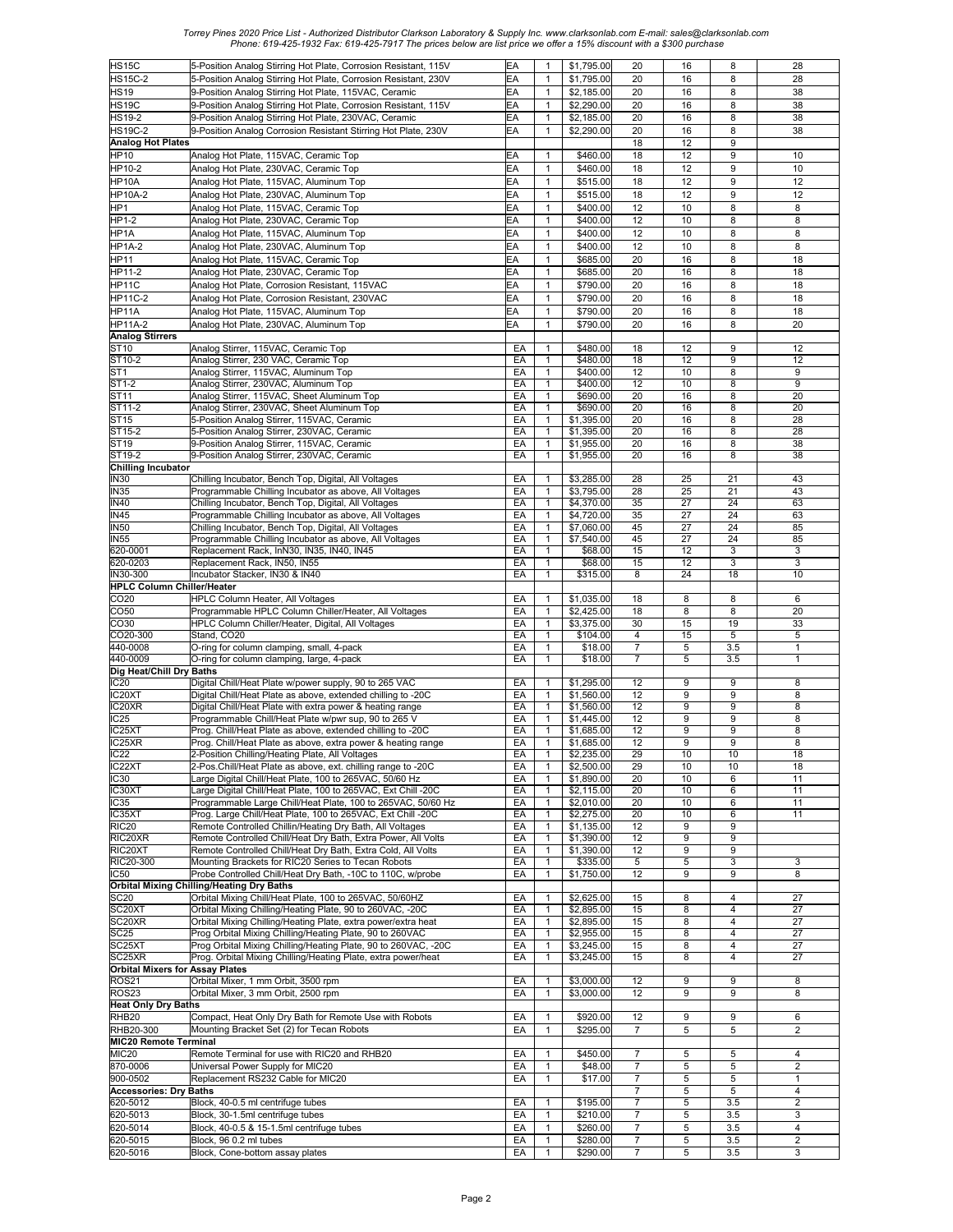| | | | | | | | | |
|---|---|---|---|---|---|---|---|---|
| HS15C | 5-Position Analog Stirring Hot Plate, Corrosion Resistant, 115V | EA | 1 | $1,795.00 | 20 | 16 | 8 | 28 |
| HS15C-2 | 5-Position Analog Stirring Hot Plate, Corrosion Resistant, 230V | EA | 1 | $1,795.00 | 20 | 16 | 8 | 28 |
| HS19 | 9-Position Analog Stirring Hot Plate, 115VAC, Ceramic | EA | 1 | $2,185.00 | 20 | 16 | 8 | 38 |
| HS19C | 9-Position Analog Stirring Hot Plate, Corrosion Resistant, 115V | EA | 1 | $2,290.00 | 20 | 16 | 8 | 38 |
| HS19-2 | 9-Position Analog Stirring Hot Plate, 230VAC, Ceramic | EA | 1 | $2,185.00 | 20 | 16 | 8 | 38 |
| HS19C-2 | 9-Position Analog Corrosion Resistant Stirring Hot Plate, 230V | EA | 1 | $2,290.00 | 20 | 16 | 8 | 38 |
| **Analog Hot Plates** | | | | | 18 | 12 | 9 | |
| HP10 | Analog Hot Plate, 115VAC, Ceramic Top | EA | 1 | $460.00 | 18 | 12 | 9 | 10 |
| HP10-2 | Analog Hot Plate, 230VAC, Ceramic Top | EA | 1 | $460.00 | 18 | 12 | 9 | 10 |
| HP10A | Analog Hot Plate, 115VAC, Aluminum Top | EA | 1 | $515.00 | 18 | 12 | 9 | 12 |
| HP10A-2 | Analog Hot Plate, 230VAC, Aluminum Top | EA | 1 | $515.00 | 18 | 12 | 9 | 12 |
| HP1 | Analog Hot Plate, 115VAC, Ceramic Top | EA | 1 | $400.00 | 12 | 10 | 8 | 8 |
| HP1-2 | Analog Hot Plate, 230VAC, Ceramic Top | EA | 1 | $400.00 | 12 | 10 | 8 | 8 |
| HP1A | Analog Hot Plate, 115VAC, Aluminum Top | EA | 1 | $400.00 | 12 | 10 | 8 | 8 |
| HP1A-2 | Analog Hot Plate, 230VAC, Aluminum Top | EA | 1 | $400.00 | 12 | 10 | 8 | 8 |
| HP11 | Analog Hot Plate, 115VAC, Ceramic Top | EA | 1 | $685.00 | 20 | 16 | 8 | 18 |
| HP11-2 | Analog Hot Plate, 230VAC, Ceramic Top | EA | 1 | $685.00 | 20 | 16 | 8 | 18 |
| HP11C | Analog Hot Plate, Corrosion Resistant, 115VAC | EA | 1 | $790.00 | 20 | 16 | 8 | 18 |
| HP11C-2 | Analog Hot Plate, Corrosion Resistant, 230VAC | EA | 1 | $790.00 | 20 | 16 | 8 | 18 |
| HP11A | Analog Hot Plate, 115VAC, Aluminum Top | EA | 1 | $790.00 | 20 | 16 | 8 | 18 |
| HP11A-2 | Analog Hot Plate, 230VAC, Aluminum Top | EA | 1 | $790.00 | 20 | 16 | 8 | 20 |
| **Analog Stirrers** | | | | | | | | |
| ST10 | Analog Stirrer, 115VAC, Ceramic Top | EA | 1 | $480.00 | 18 | 12 | 9 | 12 |
| ST10-2 | Analog Stirrer, 230 VAC, Ceramic Top | EA | 1 | $480.00 | 18 | 12 | 9 | 12 |
| ST1 | Analog Stirrer, 115VAC, Aluminum Top | EA | 1 | $400.00 | 12 | 10 | 8 | 9 |
| ST1-2 | Analog Stirrer, 230VAC, Aluminum Top | EA | 1 | $400.00 | 12 | 10 | 8 | 9 |
| ST11 | Analog Stirrer, 115VAC, Sheet Aluminum Top | EA | 1 | $690.00 | 20 | 16 | 8 | 20 |
| ST11-2 | Analog Stirrer, 230VAC, Sheet Aluminum Top | EA | 1 | $690.00 | 20 | 16 | 8 | 20 |
| ST15 | 5-Position Analog Stirrer, 115VAC, Ceramic | EA | 1 | $1,395.00 | 20 | 16 | 8 | 28 |
| ST15-2 | 5-Position Analog Stirrer, 230VAC, Ceramic | EA | 1 | $1,395.00 | 20 | 16 | 8 | 28 |
| ST19 | 9-Position Analog Stirrer, 115VAC, Ceramic | EA | 1 | $1,955.00 | 20 | 16 | 8 | 38 |
| ST19-2 | 9-Position Analog Stirrer, 230VAC, Ceramic | EA | 1 | $1,955.00 | 20 | 16 | 8 | 38 |
| **Chilling Incubator** | | | | | | | | |
| IN30 | Chilling Incubator, Bench Top, Digital, All Voltages | EA | 1 | $3,285.00 | 28 | 25 | 21 | 43 |
| IN35 | Programmable Chilling Incubator as above, All Voltages | EA | 1 | $3,795.00 | 28 | 25 | 21 | 43 |
| IN40 | Chilling Incubator, Bench Top, Digital, All Voltages | EA | 1 | $4,370.00 | 35 | 27 | 24 | 63 |
| IN45 | Programmable Chilling Incubator as above, All Voltages | EA | 1 | $4,720.00 | 35 | 27 | 24 | 63 |
| IN50 | Chilling Incubator, Bench Top, Digital, All Voltages | EA | 1 | $7,060.00 | 45 | 27 | 24 | 85 |
| IN55 | Programmable Chilling Incubator as above, All Voltages | EA | 1 | $7,540.00 | 45 | 27 | 24 | 85 |
| 620-0001 | Replacement Rack, InN30, IN35, IN40, IN45 | EA | 1 | $68.00 | 15 | 12 | 3 | 3 |
| 620-0203 | Replacement Rack, IN50, IN55 | EA | 1 | $68.00 | 15 | 12 | 3 | 3 |
| IN30-300 | Incubator Stacker, IN30 & IN40 | EA | 1 | $315.00 | 8 | 24 | 18 | 10 |
| **HPLC Column Chiller/Heater** | | | | | | | | |
| CO20 | HPLC Column Heater, All Voltages | EA | 1 | $1,035.00 | 18 | 8 | 8 | 6 |
| CO50 | Programmable HPLC Column Chiller/Heater, All Voltages | EA | 1 | $2,425.00 | 18 | 8 | 8 | 20 |
| CO30 | HPLC Column Chiller/Heater, Digital, All Voltages | EA | 1 | $3,375.00 | 30 | 15 | 19 | 33 |
| CO20-300 | Stand, CO20 | EA | 1 | $104.00 | 4 | 15 | 5 | 5 |
| 440-0008 | O-ring for column clamping, small, 4-pack | EA | 1 | $18.00 | 7 | 5 | 3.5 | 1 |
| 440-0009 | O-ring for column clamping, large, 4-pack | EA | 1 | $18.00 | 7 | 5 | 3.5 | 1 |
| **Dig Heat/Chill Dry Baths** | | | | | | | | |
| IC20 | Digital Chill/Heat Plate w/power supply, 90 to 265 VAC | EA | 1 | $1,295.00 | 12 | 9 | 9 | 8 |
| IC20XT | Digital Chill/Heat Plate as above, extended chilling to -20C | EA | 1 | $1,560.00 | 12 | 9 | 9 | 8 |
| IC20XR | Digital Chill/Heat Plate with extra power & heating range | EA | 1 | $1,560.00 | 12 | 9 | 9 | 8 |
| IC25 | Programmable Chill/Heat Plate w/pwr sup, 90 to 265 V | EA | 1 | $1,445.00 | 12 | 9 | 9 | 8 |
| IC25XT | Prog. Chill/Heat Plate as above, extended chilling to -20C | EA | 1 | $1,685.00 | 12 | 9 | 9 | 8 |
| IC25XR | Prog. Chill/Heat Plate as above, extra power & heating range | EA | 1 | $1,685.00 | 12 | 9 | 9 | 8 |
| IC22 | 2-Position Chilling/Heating Plate, All Voltages | EA | 1 | $2,235.00 | 29 | 10 | 10 | 18 |
| IC22XT | 2-Pos.Chill/Heat Plate as above, ext. chilling range to -20C | EA | 1 | $2,500.00 | 29 | 10 | 10 | 18 |
| IC30 | Large Digital Chill/Heat Plate, 100 to 265VAC, 50/60 Hz | EA | 1 | $1,890.00 | 20 | 10 | 6 | 11 |
| IC30XT | Large Digital Chill/Heat Plate, 100 to 265VAC, Ext Chill -20C | EA | 1 | $2,115.00 | 20 | 10 | 6 | 11 |
| IC35 | Programmable Large Chill/Heat Plate, 100 to 265VAC, 50/60 Hz | EA | 1 | $2,010.00 | 20 | 10 | 6 | 11 |
| IC35XT | Prog. Large Chill/Heat Plate, 100 to 265VAC, Ext Chill -20C | EA | 1 | $2,275.00 | 20 | 10 | 6 | 11 |
| RIC20 | Remote Controlled Chillin/Heating Dry Bath, All Voltages | EA | 1 | $1,135.00 | 12 | 9 | 9 | |
| RIC20XR | Remote Controlled Chill/Heat Dry Bath, Extra Power, All Volts | EA | 1 | $1,390.00 | 12 | 9 | 9 | |
| RIC20XT | Remote Controlled Chill/Heat Dry Bath, Extra Cold, All Volts | EA | 1 | $1,390.00 | 12 | 9 | 9 | |
| RIC20-300 | Mounting Brackets for RIC20 Series to Tecan Robots | EA | 1 | $335.00 | 5 | 5 | 3 | 3 |
| IC50 | Probe Controlled Chill/Heat Dry Bath, -10C to 110C, w/probe | EA | 1 | $1,750.00 | 12 | 9 | 9 | 8 |
| **Orbital Mixing Chilling/Heating Dry Baths** | | | | | | | | |
| SC20 | Orbital Mixing Chill/Heat Plate, 100 to 265VAC, 50/60HZ | EA | 1 | $2,625.00 | 15 | 8 | 4 | 27 |
| SC20XT | Orbital Mixing Chilling/Heating Plate, 90 to 260VAC, -20C | EA | 1 | $2,895.00 | 15 | 8 | 4 | 27 |
| SC20XR | Orbital Mixing Chilling/Heating Plate, extra power/extra heat | EA | 1 | $2,895.00 | 15 | 8 | 4 | 27 |
| SC25 | Prog Orbital Mixing Chilling/Heating Plate, 90 to 260VAC | EA | 1 | $2,955.00 | 15 | 8 | 4 | 27 |
| SC25XT | Prog Orbital Mixing Chilling/Heating Plate, 90 to 260VAC, -20C | EA | 1 | $3,245.00 | 15 | 8 | 4 | 27 |
| SC25XR | Prog. Orbital Mixing Chilling/Heating Plate, extra power/heat | EA | 1 | $3,245.00 | 15 | 8 | 4 | 27 |
| **Orbital Mixers for Assay Plates** | | | | | | | | |
| ROS21 | Orbital Mixer, 1 mm Orbit, 3500 rpm | EA | 1 | $3,000.00 | 12 | 9 | 9 | 8 |
| ROS23 | Orbital Mixer, 3 mm Orbit, 2500 rpm | EA | 1 | $3,000.00 | 12 | 9 | 9 | 8 |
| **Heat Only Dry Baths** | | | | | | | | |
| RHB20 | Compact, Heat Only Dry Bath for Remote Use with Robots | EA | 1 | $920.00 | 12 | 9 | 9 | 6 |
| RHB20-300 | Mounting Bracket Set (2) for Tecan Robots | EA | 1 | $295.00 | 7 | 5 | 5 | 2 |
| **MIC20 Remote Terminal** | | | | | | | | |
| MIC20 | Remote Terminal for use with RIC20 and RHB20 | EA | 1 | $450.00 | 7 | 5 | 5 | 4 |
| 870-0006 | Universal Power Supply for MIC20 | EA | 1 | $48.00 | 7 | 5 | 5 | 2 |
| 900-0502 | Replacement RS232 Cable for MIC20 | EA | 1 | $17.00 | 7 | 5 | 5 | 1 |
| **Accessories: Dry Baths** | | | | | 7 | 5 | 5 | 4 |
| 620-5012 | Block, 40-0.5 ml centrifuge tubes | EA | 1 | $195.00 | 7 | 5 | 3.5 | 2 |
| 620-5013 | Block, 30-1.5ml centrifuge tubes | EA | 1 | $210.00 | 7 | 5 | 3.5 | 3 |
| 620-5014 | Block, 40-0.5 & 15-1.5ml centrifuge tubes | EA | 1 | $260.00 | 7 | 5 | 3.5 | 4 |
| 620-5015 | Block, 96 0.2 ml tubes | EA | 1 | $280.00 | 7 | 5 | 3.5 | 2 |
| 620-5016 | Block, Cone-bottom assay plates | EA | 1 | $290.00 | 7 | 5 | 3.5 | 3 |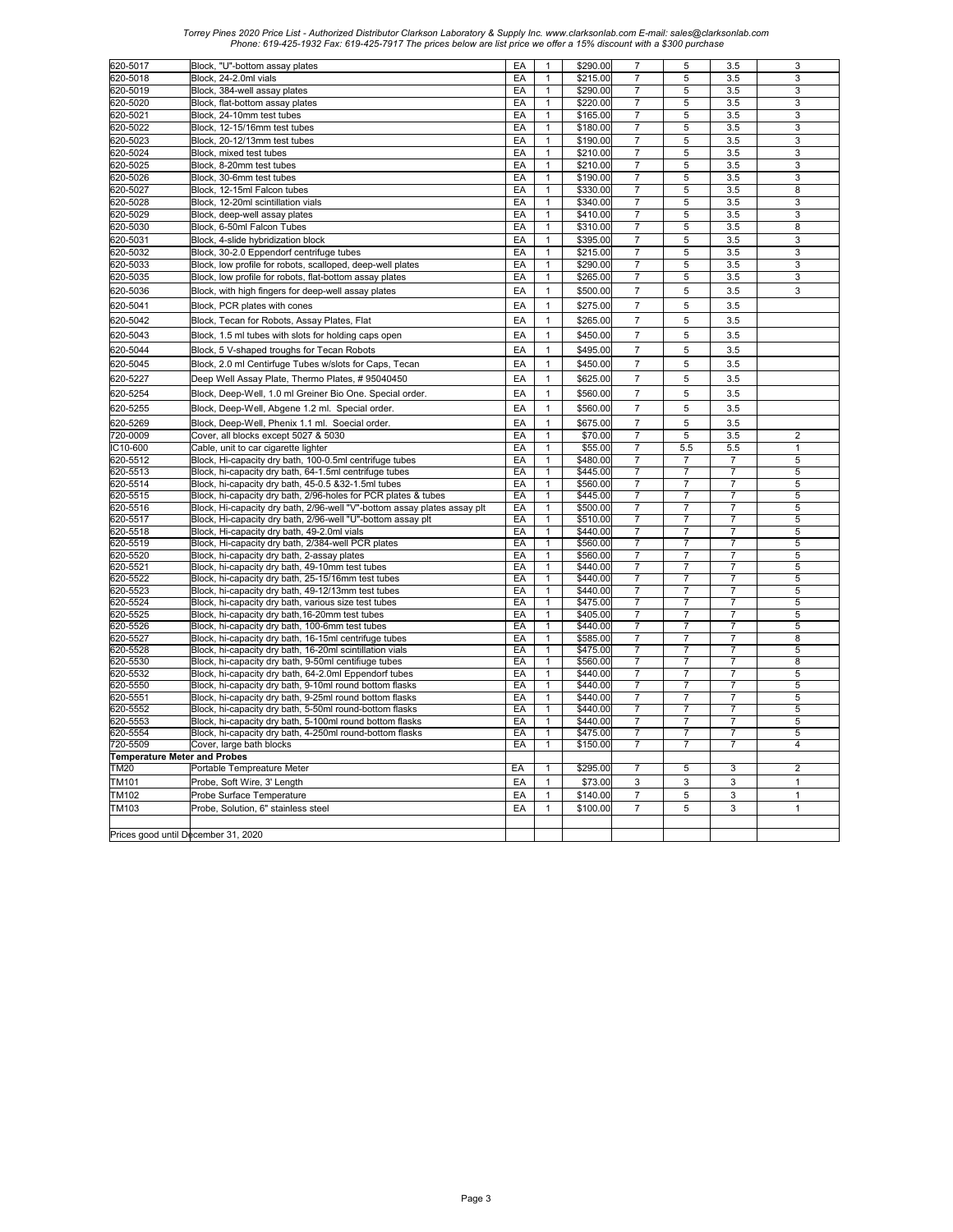| | | | | | | | | |
|---|---|---|---|---|---|---|---|---|
| 620-5017 | Block, "U"-bottom assay plates | EA | 1 | $290.00 | 7 | 5 | 3.5 | 3 |
| 620-5018 | Block, 24-2.0ml vials | EA | 1 | $215.00 | 7 | 5 | 3.5 | 3 |
| 620-5019 | Block, 384-well assay plates | EA | 1 | $290.00 | 7 | 5 | 3.5 | 3 |
| 620-5020 | Block, flat-bottom assay plates | EA | 1 | $220.00 | 7 | 5 | 3.5 | 3 |
| 620-5021 | Block, 24-10mm test tubes | EA | 1 | $165.00 | 7 | 5 | 3.5 | 3 |
| 620-5022 | Block, 12-15/16mm test tubes | EA | 1 | $180.00 | 7 | 5 | 3.5 | 3 |
| 620-5023 | Block, 20-12/13mm test tubes | EA | 1 | $190.00 | 7 | 5 | 3.5 | 3 |
| 620-5024 | Block, mixed test tubes | EA | 1 | $210.00 | 7 | 5 | 3.5 | 3 |
| 620-5025 | Block, 8-20mm test tubes | EA | 1 | $210.00 | 7 | 5 | 3.5 | 3 |
| 620-5026 | Block, 30-6mm test tubes | EA | 1 | $190.00 | 7 | 5 | 3.5 | 3 |
| 620-5027 | Block, 12-15ml Falcon tubes | EA | 1 | $330.00 | 7 | 5 | 3.5 | 8 |
| 620-5028 | Block, 12-20ml scintillation vials | EA | 1 | $340.00 | 7 | 5 | 3.5 | 3 |
| 620-5029 | Block, deep-well assay plates | EA | 1 | $410.00 | 7 | 5 | 3.5 | 3 |
| 620-5030 | Block, 6-50ml Falcon Tubes | EA | 1 | $310.00 | 7 | 5 | 3.5 | 8 |
| 620-5031 | Block, 4-slide hybridization block | EA | 1 | $395.00 | 7 | 5 | 3.5 | 3 |
| 620-5032 | Block, 30-2.0 Eppendorf centrifuge tubes | EA | 1 | $215.00 | 7 | 5 | 3.5 | 3 |
| 620-5033 | Block, low profile for robots, scalloped, deep-well plates | EA | 1 | $290.00 | 7 | 5 | 3.5 | 3 |
| 620-5035 | Block, low profile for robots, flat-bottom assay plates | EA | 1 | $265.00 | 7 | 5 | 3.5 | 3 |
| 620-5036 | Block, with high fingers for deep-well assay plates | EA | 1 | $500.00 | 7 | 5 | 3.5 | 3 |
| 620-5041 | Block, PCR plates with cones | EA | 1 | $275.00 | 7 | 5 | 3.5 | |
| 620-5042 | Block, Tecan for Robots, Assay Plates, Flat | EA | 1 | $265.00 | 7 | 5 | 3.5 | |
| 620-5043 | Block, 1.5 ml tubes with slots for holding caps open | EA | 1 | $450.00 | 7 | 5 | 3.5 | |
| 620-5044 | Block, 5 V-shaped troughs for Tecan Robots | EA | 1 | $495.00 | 7 | 5 | 3.5 | |
| 620-5045 | Block, 2.0 ml Centirfuge Tubes w/slots for Caps, Tecan | EA | 1 | $450.00 | 7 | 5 | 3.5 | |
| 620-5227 | Deep Well Assay Plate, Thermo Plates, # 95040450 | EA | 1 | $625.00 | 7 | 5 | 3.5 | |
| 620-5254 | Block, Deep-Well, 1.0 ml Greiner Bio One. Special order. | EA | 1 | $560.00 | 7 | 5 | 3.5 | |
| 620-5255 | Block, Deep-Well, Abgene 1.2 ml. Special order. | EA | 1 | $560.00 | 7 | 5 | 3.5 | |
| 620-5269 | Block, Deep-Well, Phenix 1.1 ml. Soecial order. | EA | 1 | $675.00 | 7 | 5 | 3.5 | |
| 720-0009 | Cover, all blocks except 5027 & 5030 | EA | 1 | $70.00 | 7 | 5 | 3.5 | 2 |
| IC10-600 | Cable, unit to car cigarette lighter | EA | 1 | $55.00 | 7 | 5.5 | 5.5 | 1 |
| 620-5512 | Block, Hi-capacity dry bath, 100-0.5ml centrifuge tubes | EA | 1 | $480.00 | 7 | 7 | 7 | 5 |
| 620-5513 | Block, hi-capacity dry bath, 64-1.5ml centrifuge tubes | EA | 1 | $445.00 | 7 | 7 | 7 | 5 |
| 620-5514 | Block, hi-capacity dry bath, 45-0.5 &32-1.5ml tubes | EA | 1 | $560.00 | 7 | 7 | 7 | 5 |
| 620-5515 | Block, hi-capacity dry bath, 2/96-holes for PCR plates & tubes | EA | 1 | $445.00 | 7 | 7 | 7 | 5 |
| 620-5516 | Block, Hi-capacity dry bath, 2/96-well "V"-bottom assay plates assay plt | EA | 1 | $500.00 | 7 | 7 | 7 | 5 |
| 620-5517 | Block, Hi-capacity dry bath, 2/96-well "U"-bottom assay plt | EA | 1 | $510.00 | 7 | 7 | 7 | 5 |
| 620-5518 | Block, Hi-capacity dry bath, 49-2.0ml vials | EA | 1 | $440.00 | 7 | 7 | 7 | 5 |
| 620-5519 | Block, Hi-capacity dry bath, 2/384-well PCR plates | EA | 1 | $560.00 | 7 | 7 | 7 | 5 |
| 620-5520 | Block, hi-capacity dry bath, 2-assay plates | EA | 1 | $560.00 | 7 | 7 | 7 | 5 |
| 620-5521 | Block, hi-capacity dry bath, 49-10mm test tubes | EA | 1 | $440.00 | 7 | 7 | 7 | 5 |
| 620-5522 | Block, hi-capacity dry bath, 25-15/16mm test tubes | EA | 1 | $440.00 | 7 | 7 | 7 | 5 |
| 620-5523 | Block, hi-capacity dry bath, 49-12/13mm test tubes | EA | 1 | $440.00 | 7 | 7 | 7 | 5 |
| 620-5524 | Block, hi-capacity dry bath, various size test tubes | EA | 1 | $475.00 | 7 | 7 | 7 | 5 |
| 620-5525 | Block, hi-capacity dry bath,16-20mm test tubes | EA | 1 | $405.00 | 7 | 7 | 7 | 5 |
| 620-5526 | Block, hi-capacity dry bath, 100-6mm test tubes | EA | 1 | $440.00 | 7 | 7 | 7 | 5 |
| 620-5527 | Block, hi-capacity dry bath, 16-15ml centrifuge tubes | EA | 1 | $585.00 | 7 | 7 | 7 | 8 |
| 620-5528 | Block, hi-capacity dry bath, 16-20ml scintillation vials | EA | 1 | $475.00 | 7 | 7 | 7 | 5 |
| 620-5530 | Block, hi-capacity dry bath, 9-50ml centifiuge tubes | EA | 1 | $560.00 | 7 | 7 | 7 | 8 |
| 620-5532 | Block, hi-capacity dry bath, 64-2.0ml Eppendorf tubes | EA | 1 | $440.00 | 7 | 7 | 7 | 5 |
| 620-5550 | Block, hi-capacity dry bath, 9-10ml round bottom flasks | EA | 1 | $440.00 | 7 | 7 | 7 | 5 |
| 620-5551 | Block, hi-capacity dry bath, 9-25ml round bottom flasks | EA | 1 | $440.00 | 7 | 7 | 7 | 5 |
| 620-5552 | Block, hi-capacity dry bath, 5-50ml round-bottom flasks | EA | 1 | $440.00 | 7 | 7 | 7 | 5 |
| 620-5553 | Block, hi-capacity dry bath, 5-100ml round bottom flasks | EA | 1 | $440.00 | 7 | 7 | 7 | 5 |
| 620-5554 | Block, hi-capacity dry bath, 4-250ml round-bottom flasks | EA | 1 | $475.00 | 7 | 7 | 7 | 5 |
| 720-5509 | Cover, large bath blocks | EA | 1 | $150.00 | 7 | 7 | 7 | 4 |
| **Temperature Meter and Probes** | | | | | | | | |
| TM20 | Portable Tempreature Meter | EA | 1 | $295.00 | 7 | 5 | 3 | 2 |
| TM101 | Probe, Soft Wire, 3' Length | EA | 1 | $73.00 | 3 | 3 | 3 | 1 |
| TM102 | Probe Surface Temperature | EA | 1 | $140.00 | 7 | 5 | 3 | 1 |
| TM103 | Probe, Solution, 6" stainless steel | EA | 1 | $100.00 | 7 | 5 | 3 | 1 |
| | | | | | | | | |
| Prices good until December 31, 2020 | | | | | | | | |